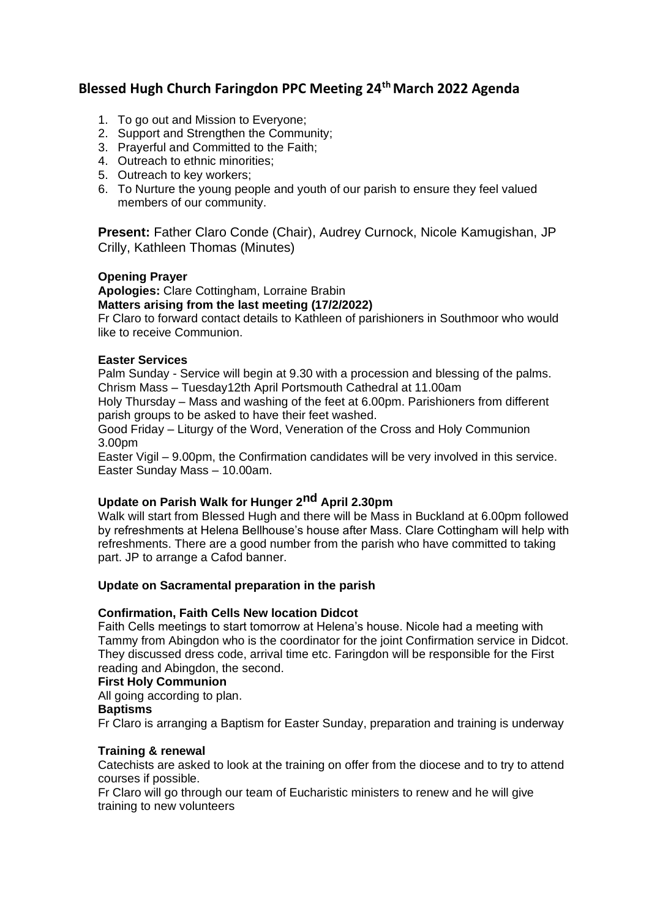# Blessed Hugh Church Faringdon PPC Meeting 24th March 2022 Agenda

1. To go out and Mission to Everyone;
2. Support and Strengthen the Community;
3. Prayerful and Committed to the Faith;
4. Outreach to ethnic minorities;
5. Outreach to key workers;
6. To Nurture the young people and youth of our parish to ensure they feel valued members of our community.

**Present:** Father Claro Conde (Chair), Audrey Curnock, Nicole Kamugishan, JP Crilly, Kathleen Thomas (Minutes)

**Opening Prayer**

**Apologies:** Clare Cottingham, Lorraine Brabin

**Matters arising from the last meeting (17/2/2022)**

Fr Claro to forward contact details to Kathleen of parishioners in Southmoor who would like to receive Communion.

**Easter Services**

Palm Sunday - Service will begin at 9.30 with a procession and blessing of the palms.
Chrism Mass – Tuesday12th April Portsmouth Cathedral at 11.00am
Holy Thursday – Mass and washing of the feet at 6.00pm. Parishioners from different parish groups to be asked to have their feet washed.
Good Friday – Liturgy of the Word, Veneration of the Cross and Holy Communion 3.00pm
Easter Vigil – 9.00pm, the Confirmation candidates will be very involved in this service.
Easter Sunday Mass – 10.00am.

**Update on Parish Walk for Hunger 2nd April 2.30pm**

Walk will start from Blessed Hugh and there will be Mass in Buckland at 6.00pm followed by refreshments at Helena Bellhouse's house after Mass. Clare Cottingham will help with refreshments. There are a good number from the parish who have committed to taking part. JP to arrange a Cafod banner.

**Update on Sacramental preparation in the parish**

**Confirmation, Faith Cells New location Didcot**

Faith Cells meetings to start tomorrow at Helena's house. Nicole had a meeting with Tammy from Abingdon who is the coordinator for the joint Confirmation service in Didcot. They discussed dress code, arrival time etc. Faringdon will be responsible for the First reading and Abingdon, the second.

**First Holy Communion**

All going according to plan.

**Baptisms**

Fr Claro is arranging a Baptism for Easter Sunday, preparation and training is underway

**Training & renewal**

Catechists are asked to look at the training on offer from the diocese and to try to attend courses if possible.

Fr Claro will go through our team of Eucharistic ministers to renew and he will give training to new volunteers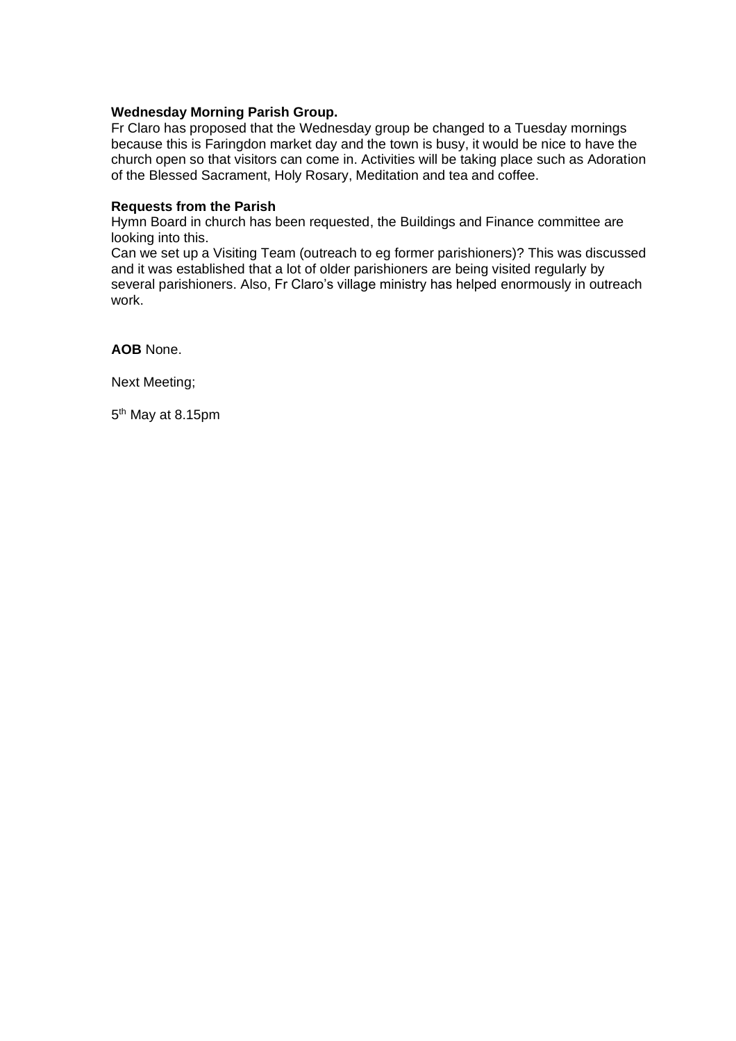**Wednesday Morning Parish Group.**

Fr Claro has proposed that the Wednesday group be changed to a Tuesday mornings because this is Faringdon market day and the town is busy, it would be nice to have the church open so that visitors can come in. Activities will be taking place such as Adoration of the Blessed Sacrament, Holy Rosary, Meditation and tea and coffee.

**Requests from the Parish**

Hymn Board in church has been requested, the Buildings and Finance committee are looking into this.

Can we set up a Visiting Team (outreach to eg former parishioners)? This was discussed and it was established that a lot of older parishioners are being visited regularly by several parishioners. Also, Fr Claro's village ministry has helped enormously in outreach work.

**AOB** None.

Next Meeting;

5th May at 8.15pm